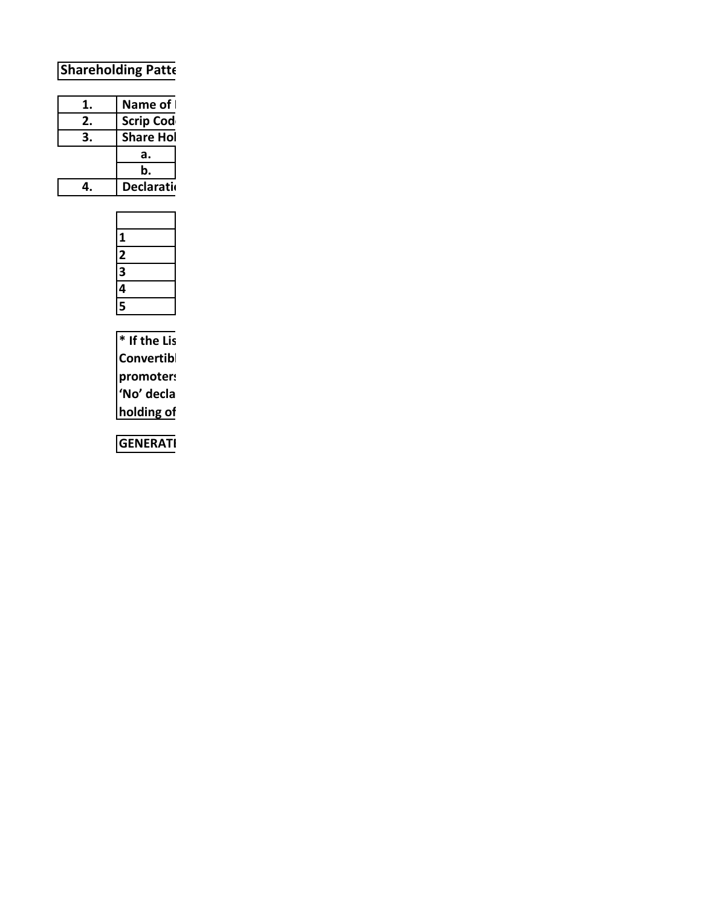**Shareholding Patte**

| 1. | Name of |
|---|---|
| 2. | Scrip Cod |
| 3. | Share Hol |
| | a. |
| | b. |
| 4. | Declarati |

| |
|---|
| 1 |
| 2 |
| 3 |
| 4 |
| 5 |

**\* If the Lis**
**Convertibl**
**promoters**
**'No' decla**
**holding of**

**GENERATI**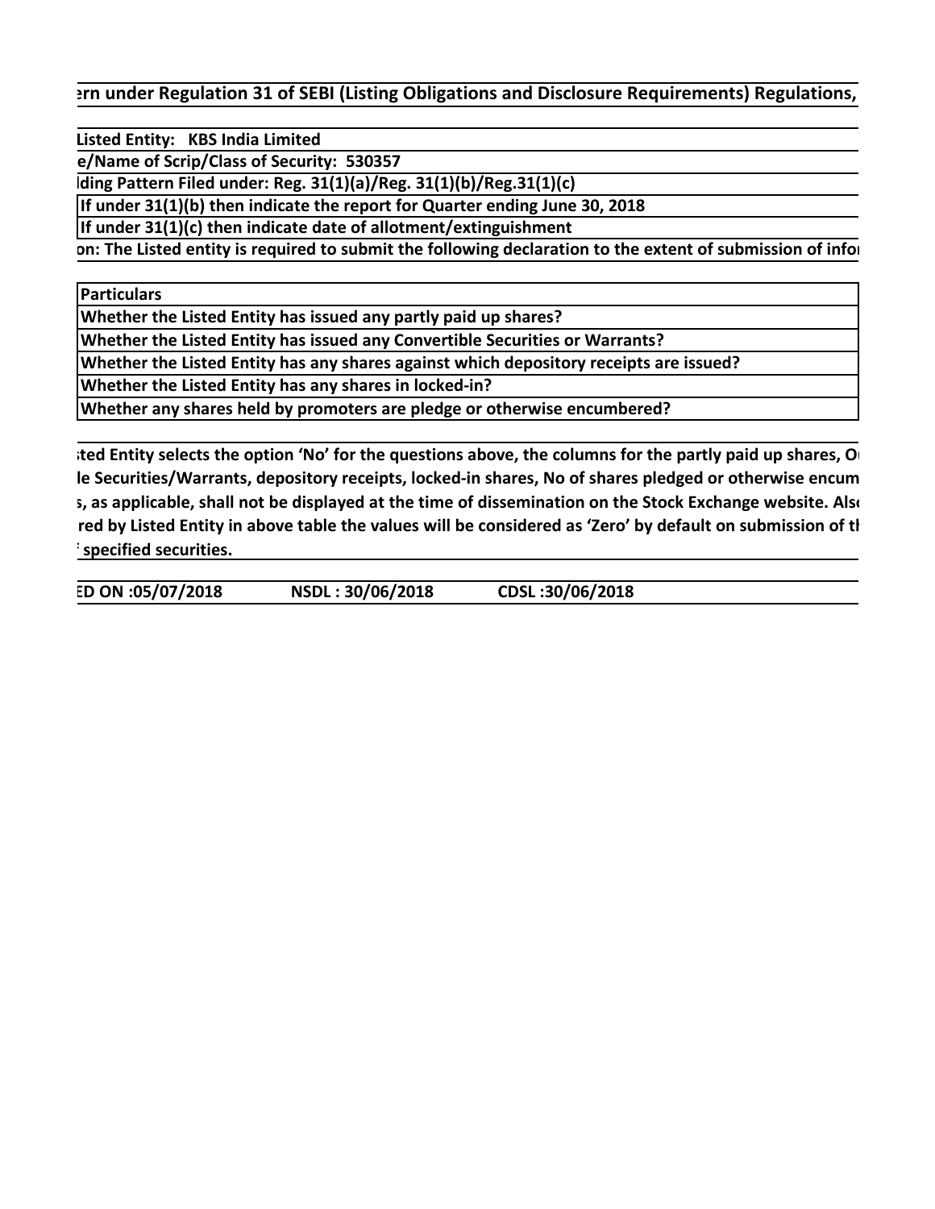ern under Regulation 31 of SEBI (Listing Obligations and Disclosure Requirements) Regulations,

Listed Entity: KBS India Limited

e/Name of Scrip/Class of Security: 530357

lding Pattern Filed under: Reg. 31(1)(a)/Reg. 31(1)(b)/Reg.31(1)(c)

If under 31(1)(b) then indicate the report for Quarter ending June 30, 2018

If under 31(1)(c) then indicate date of allotment/extinguishment

on: The Listed entity is required to submit the following declaration to the extent of submission of infor

| Particulars |
|---|
| Whether the Listed Entity has issued any partly paid up shares? |
| Whether the Listed Entity has issued any Convertible Securities or Warrants? |
| Whether the Listed Entity has any shares against which depository receipts are issued? |
| Whether the Listed Entity has any shares in locked-in? |
| Whether any shares held by promoters are pledge or otherwise encumbered? |

ted Entity selects the option 'No' for the questions above, the columns for the partly paid up shares, O le Securities/Warrants, depository receipts, locked-in shares, No of shares pledged or otherwise encum s, as applicable, shall not be displayed at the time of dissemination on the Stock Exchange website. Als red by Listed Entity in above table the values will be considered as 'Zero' by default on submission of th specified securities.

ED ON :05/07/2018 NSDL : 30/06/2018 CDSL :30/06/2018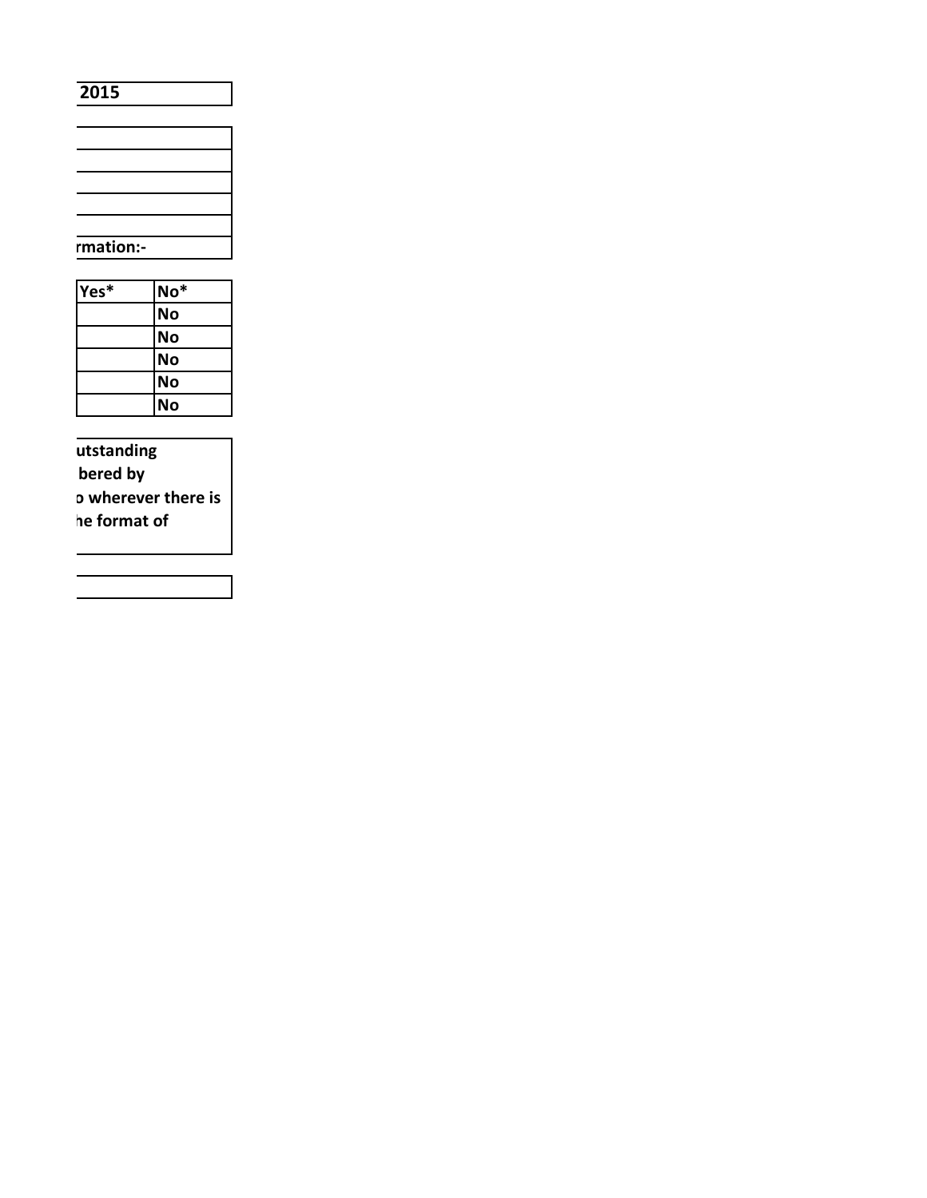| 2015 |
|---|

| |
|---|
| |
| |
| |
| |
| rmation:- |

| Yes* | No* |
|---|---|
| | No |
| | No |
| | No |
| | No |
| | No |

utstanding
bered by
o wherever there is
he format of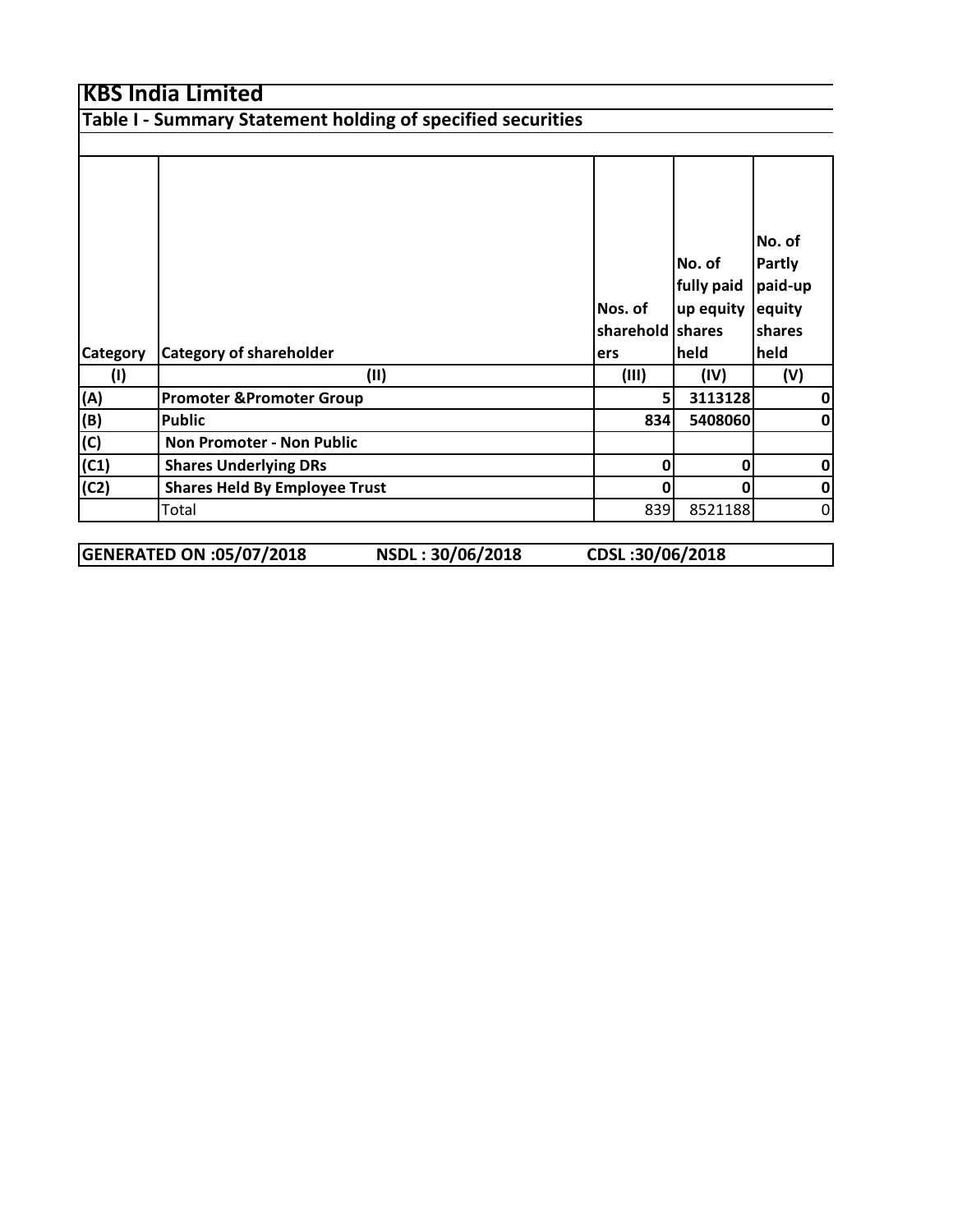# KBS India Limited

## Table I - Summary Statement holding of specified securities

| Category | Category of shareholder | Nos. of shareholders | No. of fully paid up equity shares held | No. of Partly paid-up equity shares held |
|---|---|---|---|---|
| (I) | (II) | (III) | (IV) | (V) |
| (A) | **Promoter &Promoter Group** | 5 | 3113128 | 0 |
| (B) | **Public** | 834 | 5408060 | 0 |
| (C) | **Non Promoter - Non Public** | | | |
| (C1) | **Shares Underlying DRs** | 0 | 0 | 0 |
| (C2) | **Shares Held By Employee Trust** | 0 | 0 | 0 |
| | Total | 839 | 8521188 | 0 |

**GENERATED ON :05/07/2018** **NSDL : 30/06/2018** **CDSL :30/06/2018**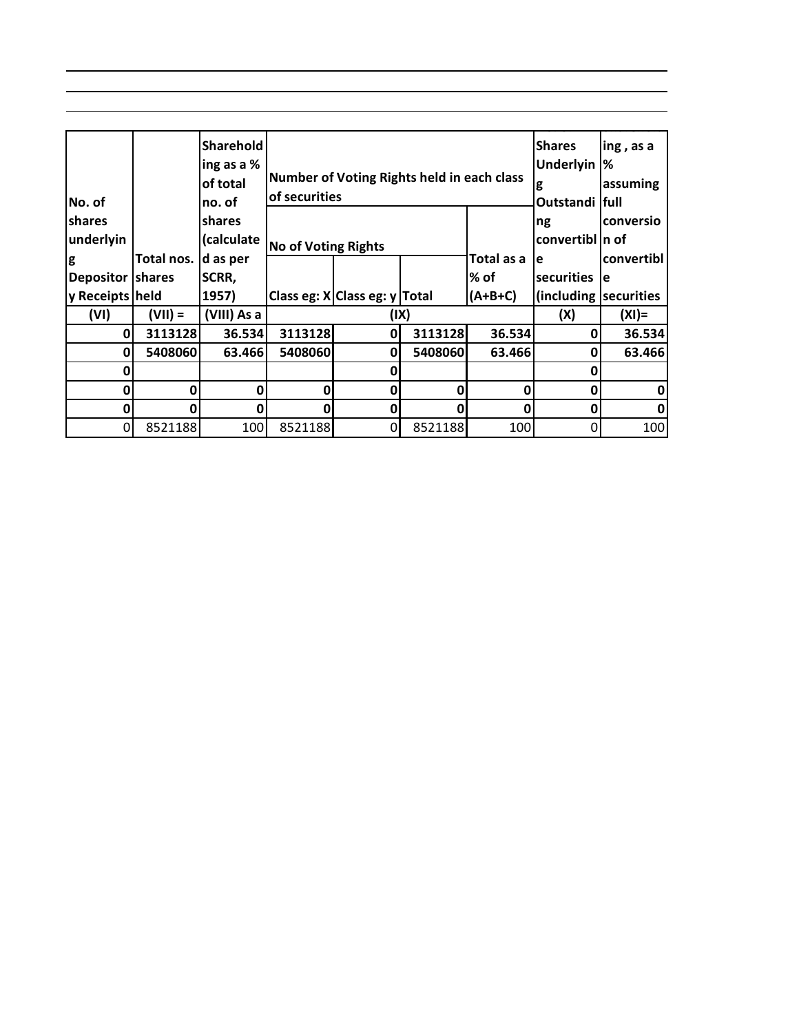| No. of shares underlying Depository Receipts | Total nos. shares held | Shareholding as a % of total no. of shares (calculated as per SCRR, 1957) | Number of Voting Rights held in each class of securities | | | | Shares Underlying Outstanding convertible securities (including | ing , as a % assuming full conversion of convertible securities |
|---|---|---|---|---|---|---|---|---|
| | | | No of Voting Rights | | | Total as a % of (A+B+C) | | |
| | | | Class eg: X | Class eg: y | Total | | | |
| (VI) | (VII) = | (VIII) As a | (IX) | | | | (X) | (XI)= |
| **0** | **3113128** | **36.534** | **3113128** | **0** | **3113128** | **36.534** | **0** | **36.534** |
| **0** | **5408060** | **63.466** | **5408060** | **0** | **5408060** | **63.466** | **0** | **63.466** |
| **0** | | | | **0** | | | **0** | |
| **0** | **0** | **0** | **0** | **0** | **0** | **0** | **0** | **0** |
| **0** | **0** | **0** | **0** | **0** | **0** | **0** | **0** | **0** |
| 0 | 8521188 | 100 | 8521188 | 0 | 8521188 | 100 | 0 | 100 |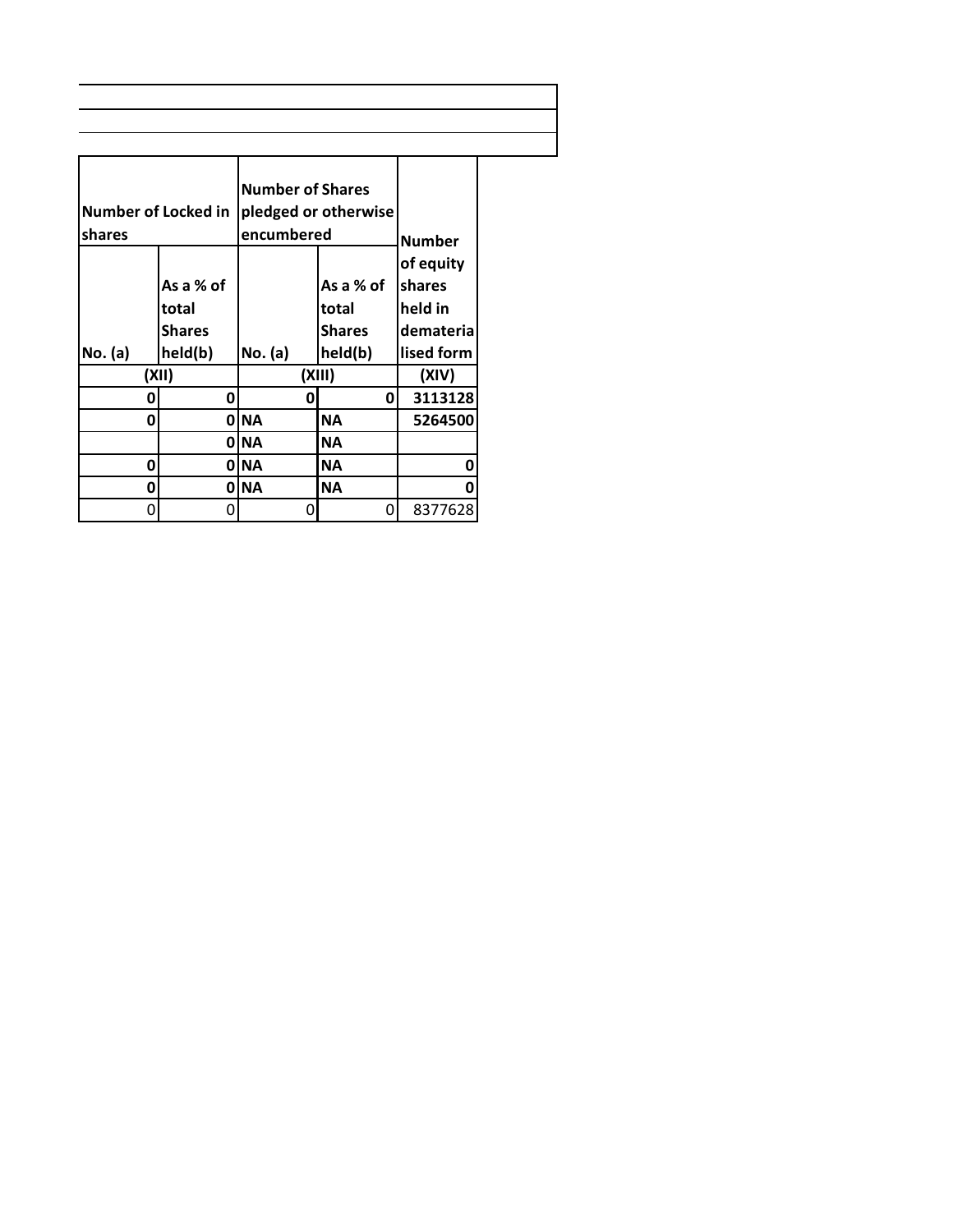| Number of Locked in shares | | Number of Shares pledged or otherwise encumbered | | Number of equity shares held in dematerialised form |
|---|---|---|---|---|
| No. (a) | As a % of total Shares held(b) | No. (a) | As a % of total Shares held(b) | |
| (XII) | | (XIII) | | (XIV) |
| **0** | **0** | **0** | **0** | **3113128** |
| **0** | **0** | **NA** | **NA** | **5264500** |
| | **0** | **NA** | **NA** | |
| **0** | **0** | **NA** | **NA** | **0** |
| **0** | **0** | **NA** | **NA** | **0** |
| 0 | 0 | 0 | 0 | 8377628 |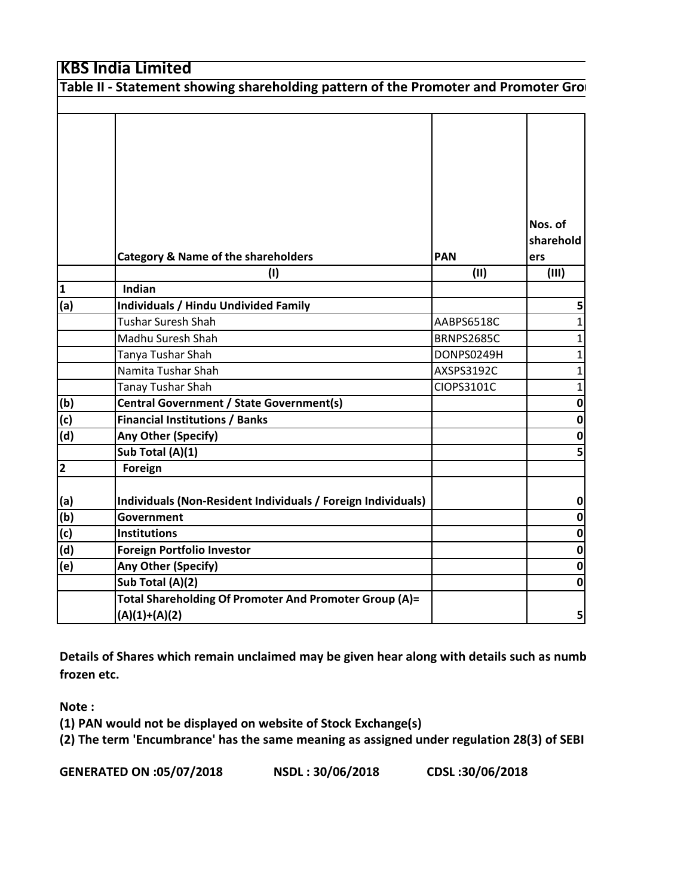# KBS India Limited

## Table II - Statement showing shareholding pattern of the Promoter and Promoter Grou

| | Category & Name of the shareholders | PAN | Nos. of shareholders |
|---|---|---|---|
| | (I) | (II) | (III) |
| 1 | Indian | | |
| (a) | **Individuals / Hindu Undivided Family** | | 5 |
| | Tushar Suresh Shah | AABPS6518C | 1 |
| | Madhu Suresh Shah | BRNPS2685C | 1 |
| | Tanya Tushar Shah | DONPS0249H | 1 |
| | Namita Tushar Shah | AXSPS3192C | 1 |
| | Tanay Tushar Shah | CIOPS3101C | 1 |
| (b) | **Central Government / State Government(s)** | | 0 |
| (c) | **Financial Institutions / Banks** | | 0 |
| (d) | **Any Other (Specify)** | | 0 |
| | **Sub Total (A)(1)** | | 5 |
| 2 | Foreign | | |
| (a) | **Individuals (Non-Resident Individuals / Foreign Individuals)** | | 0 |
| (b) | **Government** | | 0 |
| (c) | **Institutions** | | 0 |
| (d) | **Foreign Portfolio Investor** | | 0 |
| (e) | **Any Other (Specify)** | | 0 |
| | **Sub Total (A)(2)** | | 0 |
| | **Total Shareholding Of Promoter And Promoter Group (A)= (A)(1)+(A)(2)** | | 5 |

**Details of Shares which remain unclaimed may be given hear along with details such as numb frozen etc.**

**Note :**

**(1) PAN would not be displayed on website of Stock Exchange(s)**

**(2) The term 'Encumbrance' has the same meaning as assigned under regulation 28(3) of SEBI**

**GENERATED ON :05/07/2018 NSDL : 30/06/2018 CDSL :30/06/2018**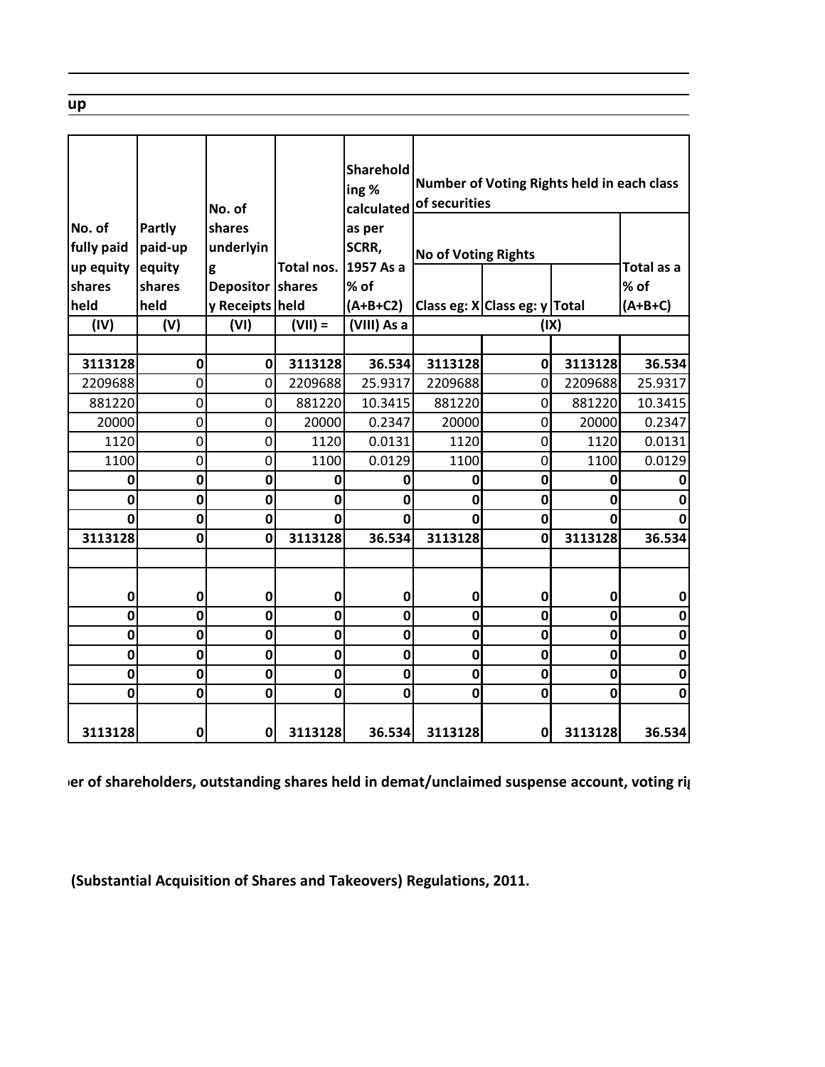up

| No. of fully paid up equity shares held | Partly paid-up equity shares held | No. of shares underlying Depository Receipts | Total nos. shares held | Shareholding % calculated as per SCRR, 1957 As a % of (A+B+C2) | Number of Voting Rights held in each class of securities | | | |
|---|---|---|---|---|---|---|---|---|
| | | | | | No of Voting Rights | | | Total as a % of (A+B+C) |
| | | | | | Class eg: X | Class eg: y | Total | |
| (IV) | (V) | (VI) | (VII) = | (VIII) As a | (IX) | | | |
| | | | | | | | | |
| **3113128** | **0** | **0** | **3113128** | **36.534** | **3113128** | **0** | **3113128** | **36.534** |
| 2209688 | 0 | 0 | 2209688 | 25.9317 | 2209688 | 0 | 2209688 | 25.9317 |
| 881220 | 0 | 0 | 881220 | 10.3415 | 881220 | 0 | 881220 | 10.3415 |
| 20000 | 0 | 0 | 20000 | 0.2347 | 20000 | 0 | 20000 | 0.2347 |
| 1120 | 0 | 0 | 1120 | 0.0131 | 1120 | 0 | 1120 | 0.0131 |
| 1100 | 0 | 0 | 1100 | 0.0129 | 1100 | 0 | 1100 | 0.0129 |
| **0** | **0** | **0** | **0** | **0** | **0** | **0** | **0** | **0** |
| **0** | **0** | **0** | **0** | **0** | **0** | **0** | **0** | **0** |
| **0** | **0** | **0** | **0** | **0** | **0** | **0** | **0** | **0** |
| **3113128** | **0** | **0** | **3113128** | **36.534** | **3113128** | **0** | **3113128** | **36.534** |
| | | | | | | | | |
| **0** | **0** | **0** | **0** | **0** | **0** | **0** | **0** | **0** |
| **0** | **0** | **0** | **0** | **0** | **0** | **0** | **0** | **0** |
| **0** | **0** | **0** | **0** | **0** | **0** | **0** | **0** | **0** |
| **0** | **0** | **0** | **0** | **0** | **0** | **0** | **0** | **0** |
| **0** | **0** | **0** | **0** | **0** | **0** | **0** | **0** | **0** |
| **0** | **0** | **0** | **0** | **0** | **0** | **0** | **0** | **0** |
| **3113128** | **0** | **0** | **3113128** | **36.534** | **3113128** | **0** | **3113128** | **36.534** |

**ıer of shareholders, outstanding shares held in demat/unclaimed suspense account, voting ri**

**(Substantial Acquisition of Shares and Takeovers) Regulations, 2011.**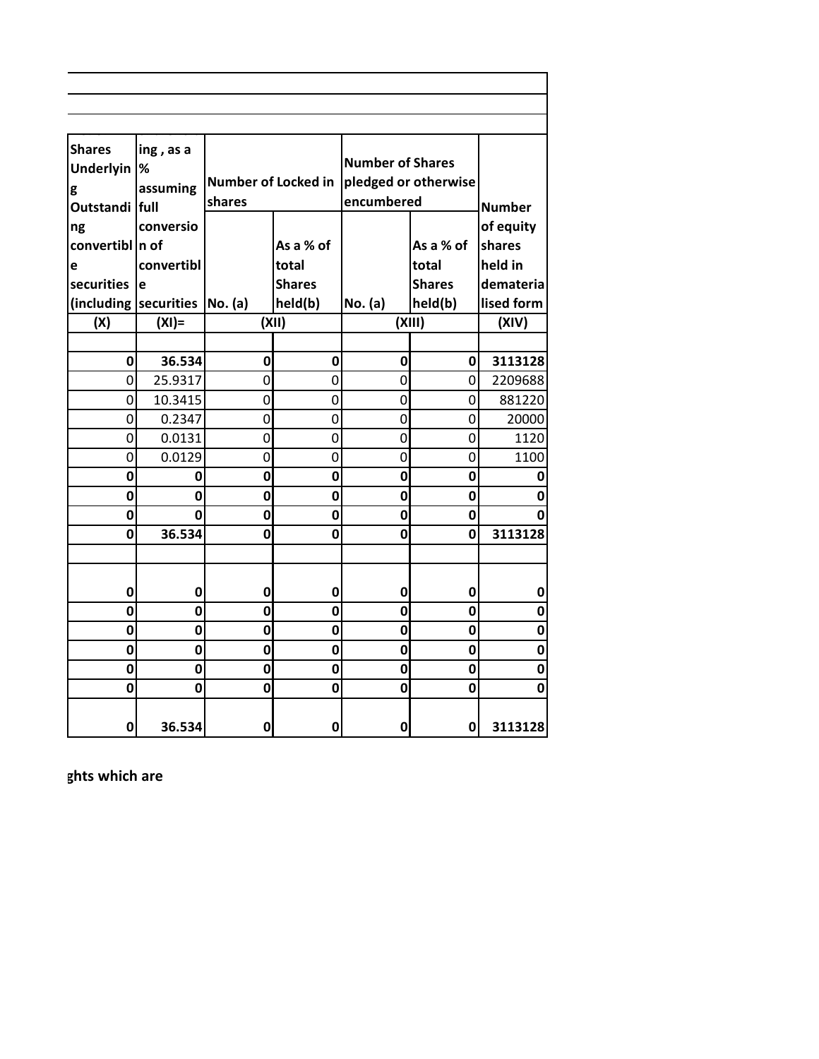| Shares Underlying Outstanding convertible securities (including | ing , as a % assuming full conversion of convertible securities | Number of Locked in shares | | Number of Shares pledged or otherwise encumbered | | Number of equity shares held in dematerialised form |
|---|---|---|---|---|---|---|
| | | No. (a) | As a % of total Shares held(b) | No. (a) | As a % of total Shares held(b) | |
| (X) | (XI)= | (XII) | | (XIII) | | (XIV) |
| | | | | | | |
| **0** | **36.534** | **0** | **0** | **0** | **0** | **3113128** |
| 0 | 25.9317 | 0 | 0 | 0 | 0 | 2209688 |
| 0 | 10.3415 | 0 | 0 | 0 | 0 | 881220 |
| 0 | 0.2347 | 0 | 0 | 0 | 0 | 20000 |
| 0 | 0.0131 | 0 | 0 | 0 | 0 | 1120 |
| 0 | 0.0129 | 0 | 0 | 0 | 0 | 1100 |
| **0** | **0** | **0** | **0** | **0** | **0** | **0** |
| **0** | **0** | **0** | **0** | **0** | **0** | **0** |
| **0** | **0** | **0** | **0** | **0** | **0** | **0** |
| **0** | **36.534** | **0** | **0** | **0** | **0** | **3113128** |
| | | | | | | |
| **0** | **0** | **0** | **0** | **0** | **0** | **0** |
| **0** | **0** | **0** | **0** | **0** | **0** | **0** |
| **0** | **0** | **0** | **0** | **0** | **0** | **0** |
| **0** | **0** | **0** | **0** | **0** | **0** | **0** |
| **0** | **0** | **0** | **0** | **0** | **0** | **0** |
| **0** | **0** | **0** | **0** | **0** | **0** | **0** |
| **0** | **36.534** | **0** | **0** | **0** | **0** | **3113128** |

**ghts which are**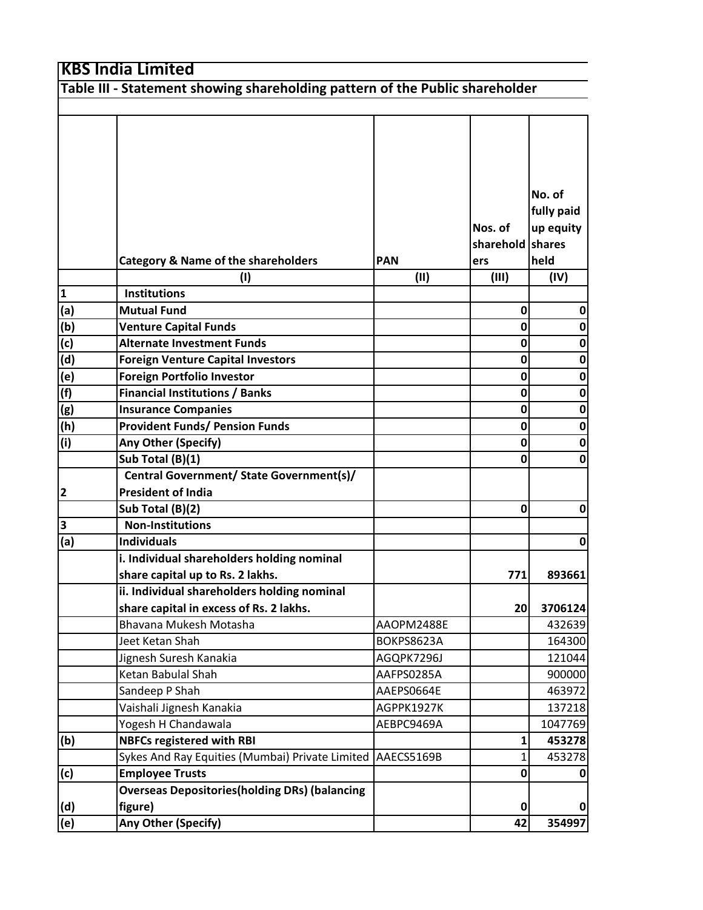# KBS India Limited

## Table III - Statement showing shareholding pattern of the Public shareholder

| | Category & Name of the shareholders | PAN | Nos. of shareholders | No. of fully paid up equity shares held |
|---|---|---|---|---|
| | (I) | (II) | (III) | (IV) |
| 1 | **Institutions** | | | |
| (a) | **Mutual Fund** | | 0 | 0 |
| (b) | **Venture Capital Funds** | | 0 | 0 |
| (c) | **Alternate Investment Funds** | | 0 | 0 |
| (d) | **Foreign Venture Capital Investors** | | 0 | 0 |
| (e) | **Foreign Portfolio Investor** | | 0 | 0 |
| (f) | **Financial Institutions / Banks** | | 0 | 0 |
| (g) | **Insurance Companies** | | 0 | 0 |
| (h) | **Provident Funds/ Pension Funds** | | 0 | 0 |
| (i) | **Any Other (Specify)** | | 0 | 0 |
| | **Sub Total (B)(1)** | | 0 | 0 |
| 2 | **Central Government/ State Government(s)/ President of India** | | | |
| | **Sub Total (B)(2)** | | 0 | 0 |
| 3 | **Non-Institutions** | | | |
| (a) | **Individuals** | | | 0 |
| | **i. Individual shareholders holding nominal share capital up to Rs. 2 lakhs.** | | 771 | 893661 |
| | **ii. Individual shareholders holding nominal share capital in excess of Rs. 2 lakhs.** | | 20 | 3706124 |
| | Bhavana Mukesh Motasha | AAOPM2488E | | 432639 |
| | Jeet Ketan Shah | BOKPS8623A | | 164300 |
| | Jignesh Suresh Kanakia | AGQPK7296J | | 121044 |
| | Ketan Babulal Shah | AAFPS0285A | | 900000 |
| | Sandeep P Shah | AAEPS0664E | | 463972 |
| | Vaishali Jignesh Kanakia | AGPPK1927K | | 137218 |
| | Yogesh H Chandawala | AEBPC9469A | | 1047769 |
| (b) | **NBFCs registered with RBI** | | 1 | 453278 |
| | Sykes And Ray Equities (Mumbai) Private Limited | AAECS5169B | 1 | 453278 |
| (c) | **Employee Trusts** | | 0 | 0 |
| (d) | **Overseas Depositories(holding DRs) (balancing figure)** | | 0 | 0 |
| (e) | **Any Other (Specify)** | | 42 | 354997 |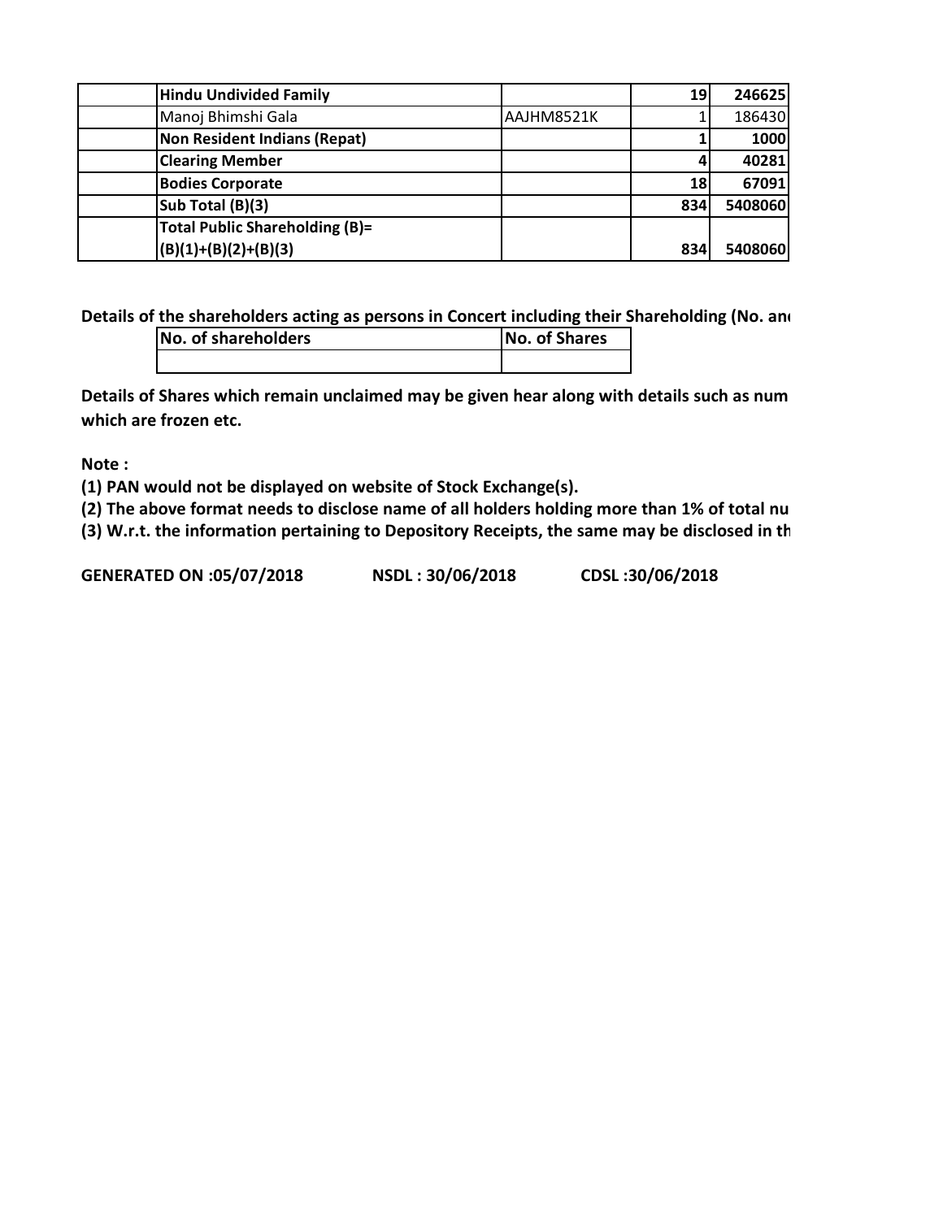| | | | | |
|---|---|---|---|---|
| | **Hindu Undivided Family** | | **19** | **246625** |
| | Manoj Bhimshi Gala | AAJHM8521K | 1 | 186430 |
| | **Non Resident Indians (Repat)** | | **1** | **1000** |
| | **Clearing Member** | | **4** | **40281** |
| | **Bodies Corporate** | | **18** | **67091** |
| | **Sub Total (B)(3)** | | **834** | **5408060** |
| | **Total Public Shareholding (B)= (B)(1)+(B)(2)+(B)(3)** | | **834** | **5408060** |

**Details of the shareholders acting as persons in Concert including their Shareholding (No. and**

| No. of shareholders | No. of Shares |
|---|---|
| | |

**Details of Shares which remain unclaimed may be given hear along with details such as num which are frozen etc.**

**Note :**

**(1) PAN would not be displayed on website of Stock Exchange(s).**

**(2) The above format needs to disclose name of all holders holding more than 1% of total nu**

**(3) W.r.t. the information pertaining to Depository Receipts, the same may be disclosed in th**

**GENERATED ON :05/07/2018 NSDL : 30/06/2018 CDSL :30/06/2018**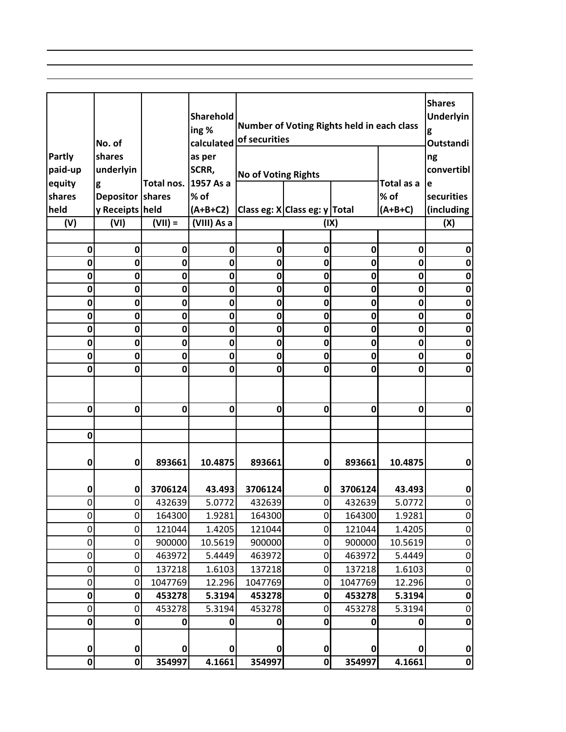| Partly paid-up equity shares held | No. of shares underlying Depository Receipts | Total nos. shares held | Shareholding % calculated as per SCRR, 1957 As a % of (A+B+C2) | Number of Voting Rights held in each class of securities | | | | Shares Underlying Outstanding convertible securities (including |
|---|---|---|---|---|---|---|---|---|
| | | | | No of Voting Rights | | | Total as a % of (A+B+C) | |
| | | | | Class eg: X | Class eg: y | Total | | |
| (V) | (VI) | (VII) = | (VIII) As a | (IX) | | | | (X) |
| | | | | | | | | |
| **0** | **0** | **0** | **0** | **0** | **0** | **0** | **0** | **0** |
| **0** | **0** | **0** | **0** | **0** | **0** | **0** | **0** | **0** |
| **0** | **0** | **0** | **0** | **0** | **0** | **0** | **0** | **0** |
| **0** | **0** | **0** | **0** | **0** | **0** | **0** | **0** | **0** |
| **0** | **0** | **0** | **0** | **0** | **0** | **0** | **0** | **0** |
| **0** | **0** | **0** | **0** | **0** | **0** | **0** | **0** | **0** |
| **0** | **0** | **0** | **0** | **0** | **0** | **0** | **0** | **0** |
| **0** | **0** | **0** | **0** | **0** | **0** | **0** | **0** | **0** |
| **0** | **0** | **0** | **0** | **0** | **0** | **0** | **0** | **0** |
| **0** | **0** | **0** | **0** | **0** | **0** | **0** | **0** | **0** |
| | | | | | | | | |
| **0** | **0** | **0** | **0** | **0** | **0** | **0** | **0** | **0** |
| | | | | | | | | |
| **0** | | | | | | | | |
| **0** | **0** | **893661** | **10.4875** | **893661** | **0** | **893661** | **10.4875** | **0** |
| **0** | **0** | **3706124** | **43.493** | **3706124** | **0** | **3706124** | **43.493** | **0** |
| 0 | 0 | 432639 | 5.0772 | 432639 | 0 | 432639 | 5.0772 | 0 |
| 0 | 0 | 164300 | 1.9281 | 164300 | 0 | 164300 | 1.9281 | 0 |
| 0 | 0 | 121044 | 1.4205 | 121044 | 0 | 121044 | 1.4205 | 0 |
| 0 | 0 | 900000 | 10.5619 | 900000 | 0 | 900000 | 10.5619 | 0 |
| 0 | 0 | 463972 | 5.4449 | 463972 | 0 | 463972 | 5.4449 | 0 |
| 0 | 0 | 137218 | 1.6103 | 137218 | 0 | 137218 | 1.6103 | 0 |
| 0 | 0 | 1047769 | 12.296 | 1047769 | 0 | 1047769 | 12.296 | 0 |
| **0** | **0** | **453278** | **5.3194** | **453278** | **0** | **453278** | **5.3194** | **0** |
| 0 | 0 | 453278 | 5.3194 | 453278 | 0 | 453278 | 5.3194 | 0 |
| **0** | **0** | **0** | **0** | **0** | **0** | **0** | **0** | **0** |
| **0** | **0** | **0** | **0** | **0** | **0** | **0** | **0** | **0** |
| **0** | **0** | **354997** | **4.1661** | **354997** | **0** | **354997** | **4.1661** | **0** |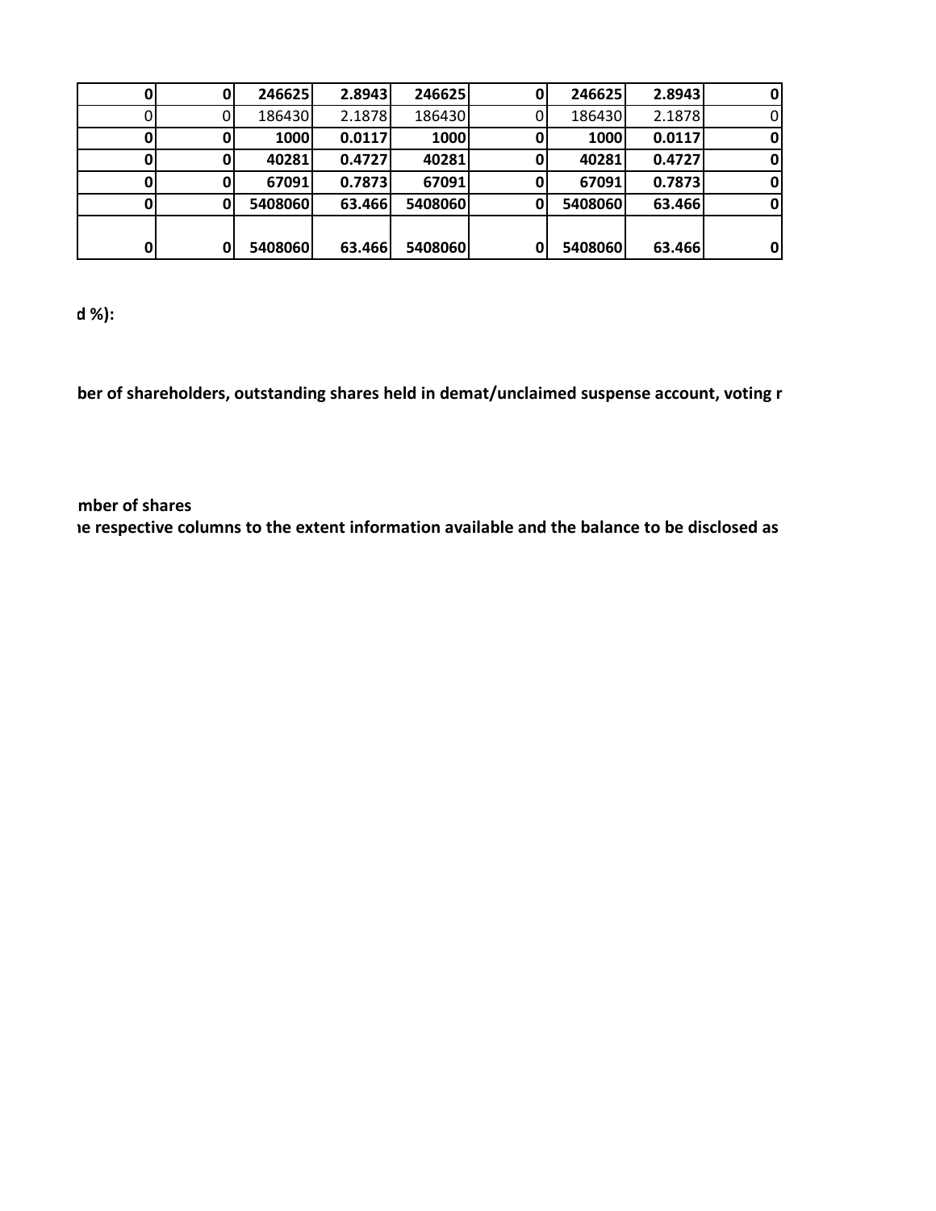| | | | | | | | | |
|---|---|---|---|---|---|---|---|---|
| **0** | **0** | **246625** | **2.8943** | **246625** | **0** | **246625** | **2.8943** | **0** |
| 0 | 0 | 186430 | 2.1878 | 186430 | 0 | 186430 | 2.1878 | 0 |
| **0** | **0** | **1000** | **0.0117** | **1000** | **0** | **1000** | **0.0117** | **0** |
| **0** | **0** | **40281** | **0.4727** | **40281** | **0** | **40281** | **0.4727** | **0** |
| **0** | **0** | **67091** | **0.7873** | **67091** | **0** | **67091** | **0.7873** | **0** |
| **0** | **0** | **5408060** | **63.466** | **5408060** | **0** | **5408060** | **63.466** | **0** |
| **0** | **0** | **5408060** | **63.466** | **5408060** | **0** | **5408060** | **63.466** | **0** |

**d %):**

**ber of shareholders, outstanding shares held in demat/unclaimed suspense account, voting r**

**mber of shares**

**ıe respective columns to the extent information available and the balance to be disclosed as**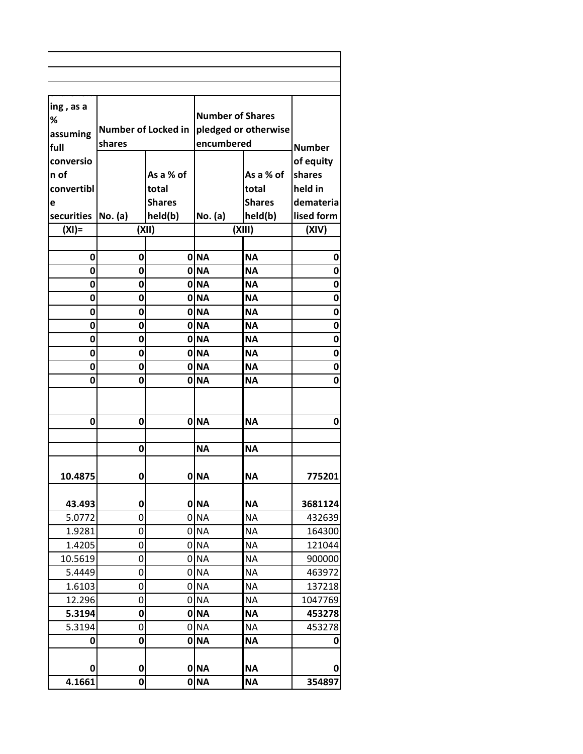| ing , as a % assuming full conversion of convertible securities | Number of Locked in shares | | Number of Shares pledged or otherwise encumbered | | Number of equity shares held in dematerialised form |
|---|---|---|---|---|---|
| | No. (a) | As a % of total Shares held(b) | No. (a) | As a % of total Shares held(b) | |
| (XI)= | (XII) | | (XIII) | | (XIV) |
| | | | | | |
| **0** | **0** | **0** | **NA** | **NA** | **0** |
| **0** | **0** | **0** | **NA** | **NA** | **0** |
| **0** | **0** | **0** | **NA** | **NA** | **0** |
| **0** | **0** | **0** | **NA** | **NA** | **0** |
| **0** | **0** | **0** | **NA** | **NA** | **0** |
| **0** | **0** | **0** | **NA** | **NA** | **0** |
| **0** | **0** | **0** | **NA** | **NA** | **0** |
| **0** | **0** | **0** | **NA** | **NA** | **0** |
| **0** | **0** | **0** | **NA** | **NA** | **0** |
| **0** | **0** | **0** | **NA** | **NA** | **0** |
| | | | | | |
| **0** | **0** | **0** | **NA** | **NA** | **0** |
| | | | | | |
| | **0** | | **NA** | **NA** | |
| **10.4875** | **0** | **0** | **NA** | **NA** | **775201** |
| **43.493** | **0** | **0** | **NA** | **NA** | **3681124** |
| 5.0772 | 0 | 0 | NA | NA | 432639 |
| 1.9281 | 0 | 0 | NA | NA | 164300 |
| 1.4205 | 0 | 0 | NA | NA | 121044 |
| 10.5619 | 0 | 0 | NA | NA | 900000 |
| 5.4449 | 0 | 0 | NA | NA | 463972 |
| 1.6103 | 0 | 0 | NA | NA | 137218 |
| 12.296 | 0 | 0 | NA | NA | 1047769 |
| **5.3194** | **0** | **0** | **NA** | **NA** | **453278** |
| 5.3194 | 0 | 0 | NA | NA | 453278 |
| **0** | **0** | **0** | **NA** | **NA** | **0** |
| **0** | **0** | **0** | **NA** | **NA** | **0** |
| **4.1661** | **0** | **0** | **NA** | **NA** | **354897** |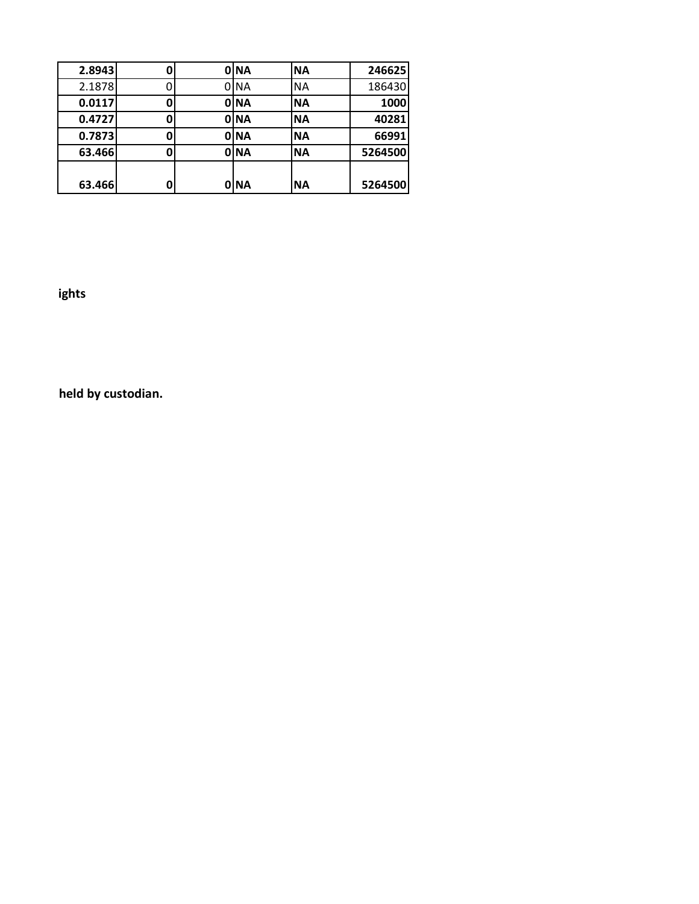| | | | | | |
|---|---|---|---|---|---|
| **2.8943** | **0** | **0** | **NA** | **NA** | **246625** |
| 2.1878 | 0 | 0 | NA | NA | 186430 |
| **0.0117** | **0** | **0** | **NA** | **NA** | **1000** |
| **0.4727** | **0** | **0** | **NA** | **NA** | **40281** |
| **0.7873** | **0** | **0** | **NA** | **NA** | **66991** |
| **63.466** | **0** | **0** | **NA** | **NA** | **5264500** |
| **63.466** | **0** | **0** | **NA** | **NA** | **5264500** |

**ights**

**held by custodian.**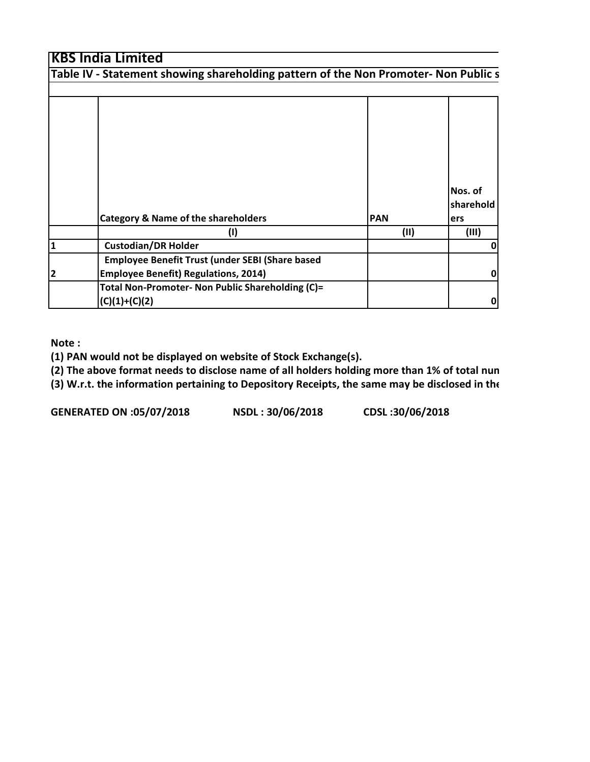# KBS India Limited

**Table IV - Statement showing shareholding pattern of the Non Promoter- Non Public s**

| | Category & Name of the shareholders | PAN | Nos. of shareholders |
|---|---|---|---|
| | (I) | (II) | (III) |
| 1 | Custodian/DR Holder | | 0 |
| 2 | Employee Benefit Trust (under SEBI (Share based Employee Benefit) Regulations, 2014) | | 0 |
| | Total Non-Promoter- Non Public Shareholding (C)= (C)(1)+(C)(2) | | 0 |

**Note :**

**(1) PAN would not be displayed on website of Stock Exchange(s).**

**(2) The above format needs to disclose name of all holders holding more than 1% of total nun**

**(3) W.r.t. the information pertaining to Depository Receipts, the same may be disclosed in the**

**GENERATED ON :05/07/2018 NSDL : 30/06/2018 CDSL :30/06/2018**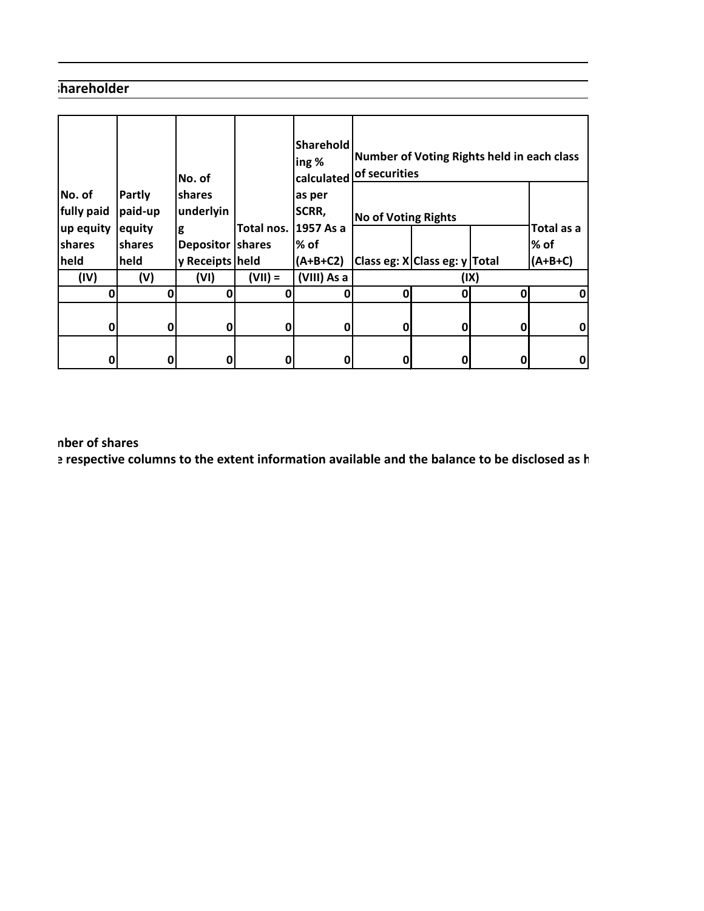## ;hareholder

| No. of fully paid up equity shares held | Partly paid-up equity shares held | No. of shares underlying Depository Receipts | Total nos. shares held | Shareholding % calculated as per SCRR, 1957 As a % of (A+B+C2) | Number of Voting Rights held in each class of securities | | | |
|---|---|---|---|---|---|---|---|---|
| | | | | | No of Voting Rights | | | Total as a % of (A+B+C) |
| | | | | | Class eg: X | Class eg: y | Total | |
| (IV) | (V) | (VI) | (VII) = | (VIII) As a | (IX) | | | |
| 0 | 0 | 0 | 0 | 0 | 0 | 0 | 0 | 0 |
| 0 | 0 | 0 | 0 | 0 | 0 | 0 | 0 | 0 |
| 0 | 0 | 0 | 0 | 0 | 0 | 0 | 0 | 0 |

nber of shares

ɛ respective columns to the extent information available and the balance to be disclosed as h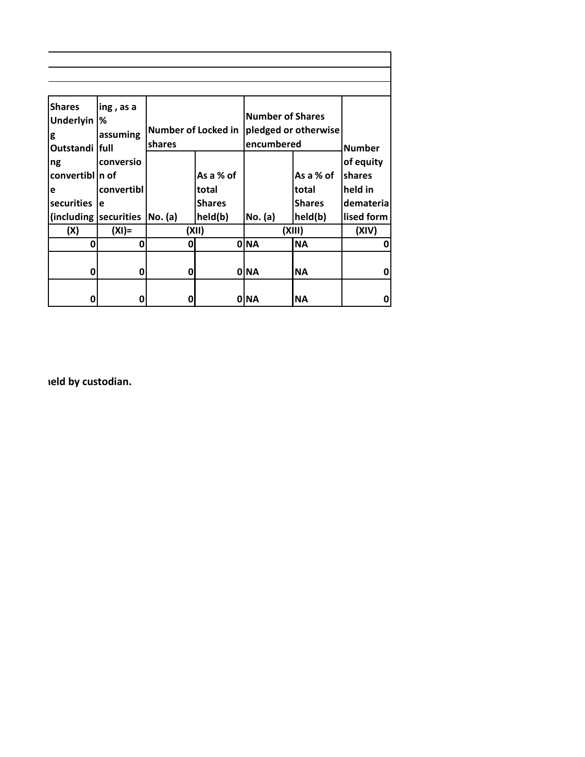| Shares Underlying Outstanding convertible securities (including | ing , as a % assuming full conversion of convertible securities | Number of Locked in shares | | Number of Shares pledged or otherwise encumbered | | Number of equity shares held in dematerialised form |
|---|---|---|---|---|---|---|
| | | No. (a) | As a % of total Shares held(b) | No. (a) | As a % of total Shares held(b) | |
| (X) | (XI)= | (XII) | | (XIII) | | (XIV) |
| 0 | 0 | 0 | 0 | NA | NA | 0 |
| 0 | 0 | 0 | 0 | NA | NA | 0 |
| 0 | 0 | 0 | 0 | NA | NA | 0 |

**ıeld by custodian.**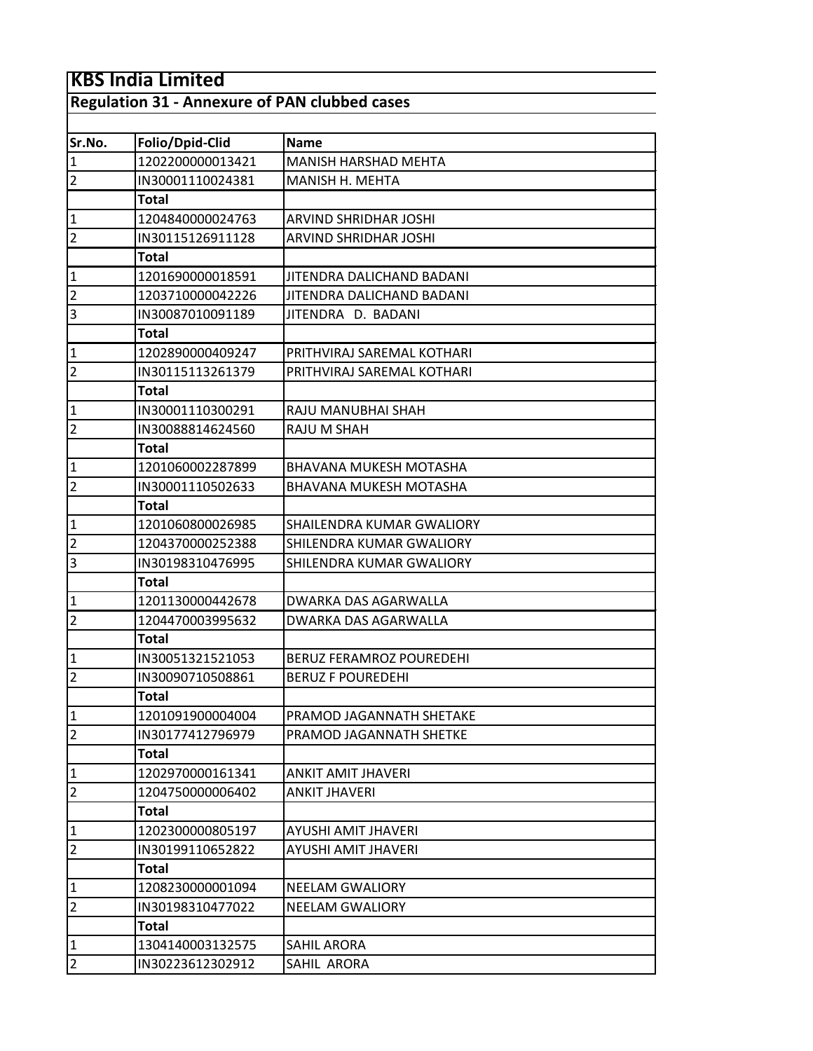# KBS India Limited

## Regulation 31 - Annexure of PAN clubbed cases

| Sr.No. | Folio/Dpid-Clid | Name |
|---|---|---|
| 1 | 1202200000013421 | MANISH HARSHAD MEHTA |
| 2 | IN30001110024381 | MANISH H. MEHTA |
| | **Total** | |
| 1 | 1204840000024763 | ARVIND SHRIDHAR JOSHI |
| 2 | IN30115126911128 | ARVIND SHRIDHAR JOSHI |
| | **Total** | |
| 1 | 1201690000018591 | JITENDRA DALICHAND BADANI |
| 2 | 1203710000042226 | JITENDRA DALICHAND BADANI |
| 3 | IN30087010091189 | JITENDRA D. BADANI |
| | **Total** | |
| 1 | 1202890000409247 | PRITHVIRAJ SAREMAL KOTHARI |
| 2 | IN30115113261379 | PRITHVIRAJ SAREMAL KOTHARI |
| | **Total** | |
| 1 | IN30001110300291 | RAJU MANUBHAI SHAH |
| 2 | IN30088814624560 | RAJU M SHAH |
| | **Total** | |
| 1 | 1201060002287899 | BHAVANA MUKESH MOTASHA |
| 2 | IN30001110502633 | BHAVANA MUKESH MOTASHA |
| | **Total** | |
| 1 | 1201060800026985 | SHAILENDRA KUMAR GWALIORY |
| 2 | 1204370000252388 | SHILENDRA KUMAR GWALIORY |
| 3 | IN30198310476995 | SHILENDRA KUMAR GWALIORY |
| | **Total** | |
| 1 | 1201130000442678 | DWARKA DAS AGARWALLA |
| 2 | 1204470003995632 | DWARKA DAS AGARWALLA |
| | **Total** | |
| 1 | IN30051321521053 | BERUZ FERAMROZ POUREDEHI |
| 2 | IN30090710508861 | BERUZ F POUREDEHI |
| | **Total** | |
| 1 | 1201091900004004 | PRAMOD JAGANNATH SHETAKE |
| 2 | IN30177412796979 | PRAMOD JAGANNATH SHETKE |
| | **Total** | |
| 1 | 1202970000161341 | ANKIT AMIT JHAVERI |
| 2 | 1204750000006402 | ANKIT JHAVERI |
| | **Total** | |
| 1 | 1202300000805197 | AYUSHI AMIT JHAVERI |
| 2 | IN30199110652822 | AYUSHI AMIT JHAVERI |
| | **Total** | |
| 1 | 1208230000001094 | NEELAM GWALIORY |
| 2 | IN30198310477022 | NEELAM GWALIORY |
| | **Total** | |
| 1 | 1304140003132575 | SAHIL ARORA |
| 2 | IN30223612302912 | SAHIL ARORA |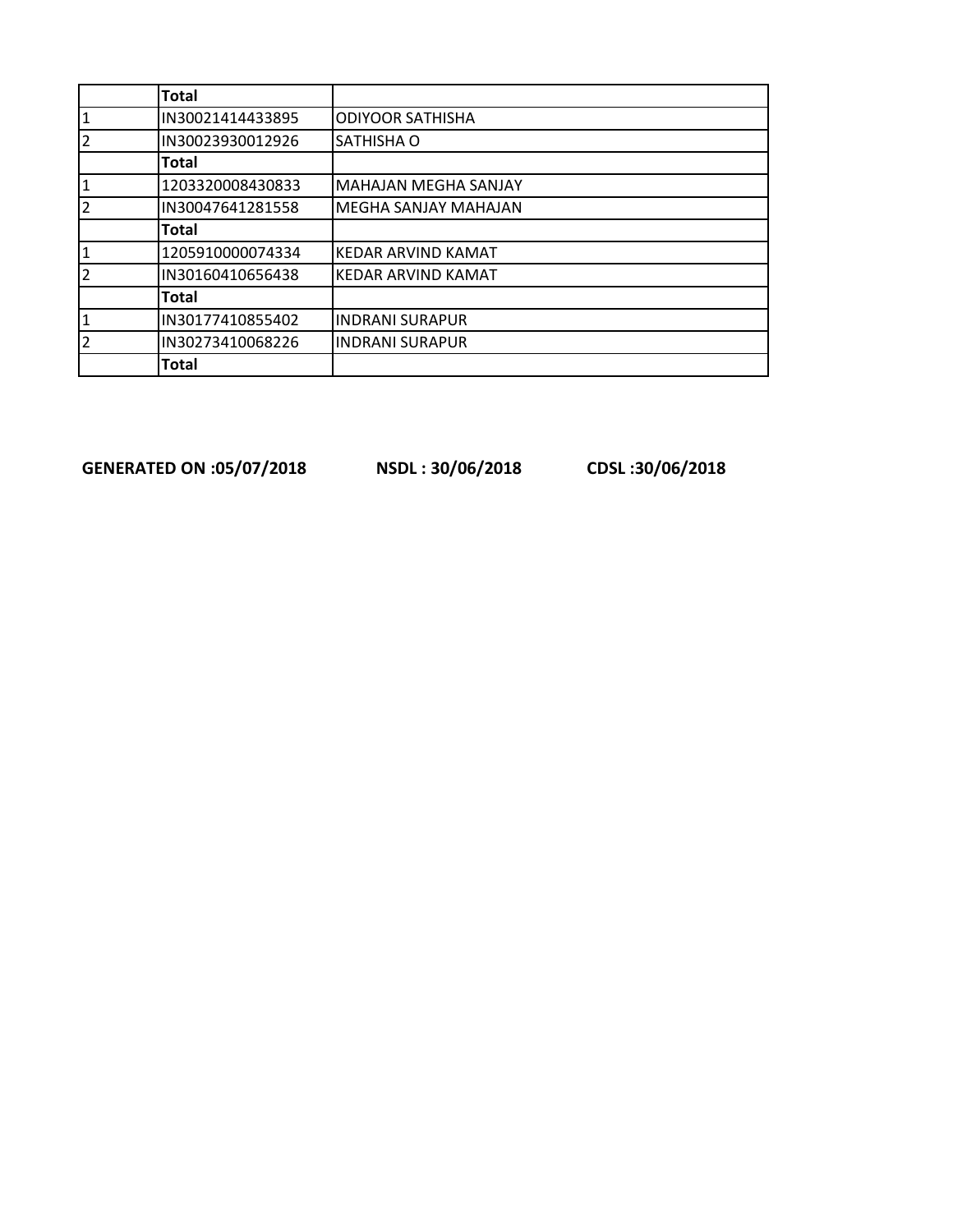| | | |
|---|---|---|
| | **Total** | |
| 1 | IN30021414433895 | ODIYOOR SATHISHA |
| 2 | IN30023930012926 | SATHISHA O |
| | **Total** | |
| 1 | 1203320008430833 | MAHAJAN MEGHA SANJAY |
| 2 | IN30047641281558 | MEGHA SANJAY MAHAJAN |
| | **Total** | |
| 1 | 1205910000074334 | KEDAR ARVIND KAMAT |
| 2 | IN30160410656438 | KEDAR ARVIND KAMAT |
| | **Total** | |
| 1 | IN30177410855402 | INDRANI SURAPUR |
| 2 | IN30273410068226 | INDRANI SURAPUR |
| | **Total** | |

**GENERATED ON :05/07/2018** **NSDL : 30/06/2018** **CDSL :30/06/2018**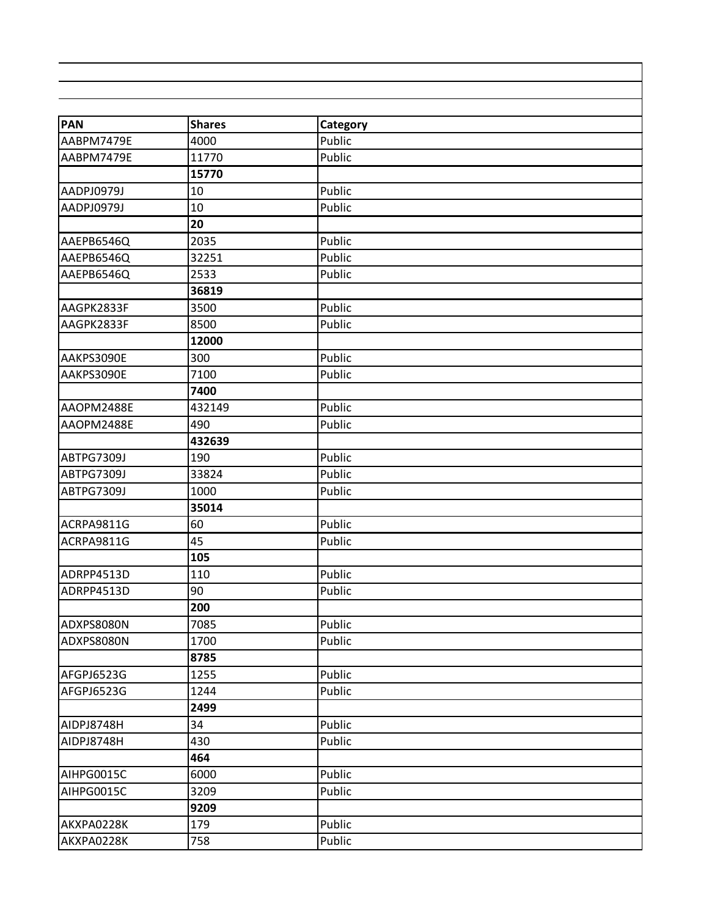| PAN | Shares | Category |
|---|---|---|
| AABPM7479E | 4000 | Public |
| AABPM7479E | 11770 | Public |
| | **15770** | |
| AADPJ0979J | 10 | Public |
| AADPJ0979J | 10 | Public |
| | **20** | |
| AAEPB6546Q | 2035 | Public |
| AAEPB6546Q | 32251 | Public |
| AAEPB6546Q | 2533 | Public |
| | **36819** | |
| AAGPK2833F | 3500 | Public |
| AAGPK2833F | 8500 | Public |
| | **12000** | |
| AAKPS3090E | 300 | Public |
| AAKPS3090E | 7100 | Public |
| | **7400** | |
| AAOPM2488E | 432149 | Public |
| AAOPM2488E | 490 | Public |
| | **432639** | |
| ABTPG7309J | 190 | Public |
| ABTPG7309J | 33824 | Public |
| ABTPG7309J | 1000 | Public |
| | **35014** | |
| ACRPA9811G | 60 | Public |
| ACRPA9811G | 45 | Public |
| | **105** | |
| ADRPP4513D | 110 | Public |
| ADRPP4513D | 90 | Public |
| | **200** | |
| ADXPS8080N | 7085 | Public |
| ADXPS8080N | 1700 | Public |
| | **8785** | |
| AFGPJ6523G | 1255 | Public |
| AFGPJ6523G | 1244 | Public |
| | **2499** | |
| AIDPJ8748H | 34 | Public |
| AIDPJ8748H | 430 | Public |
| | **464** | |
| AIHPG0015C | 6000 | Public |
| AIHPG0015C | 3209 | Public |
| | **9209** | |
| AKXPA0228K | 179 | Public |
| AKXPA0228K | 758 | Public |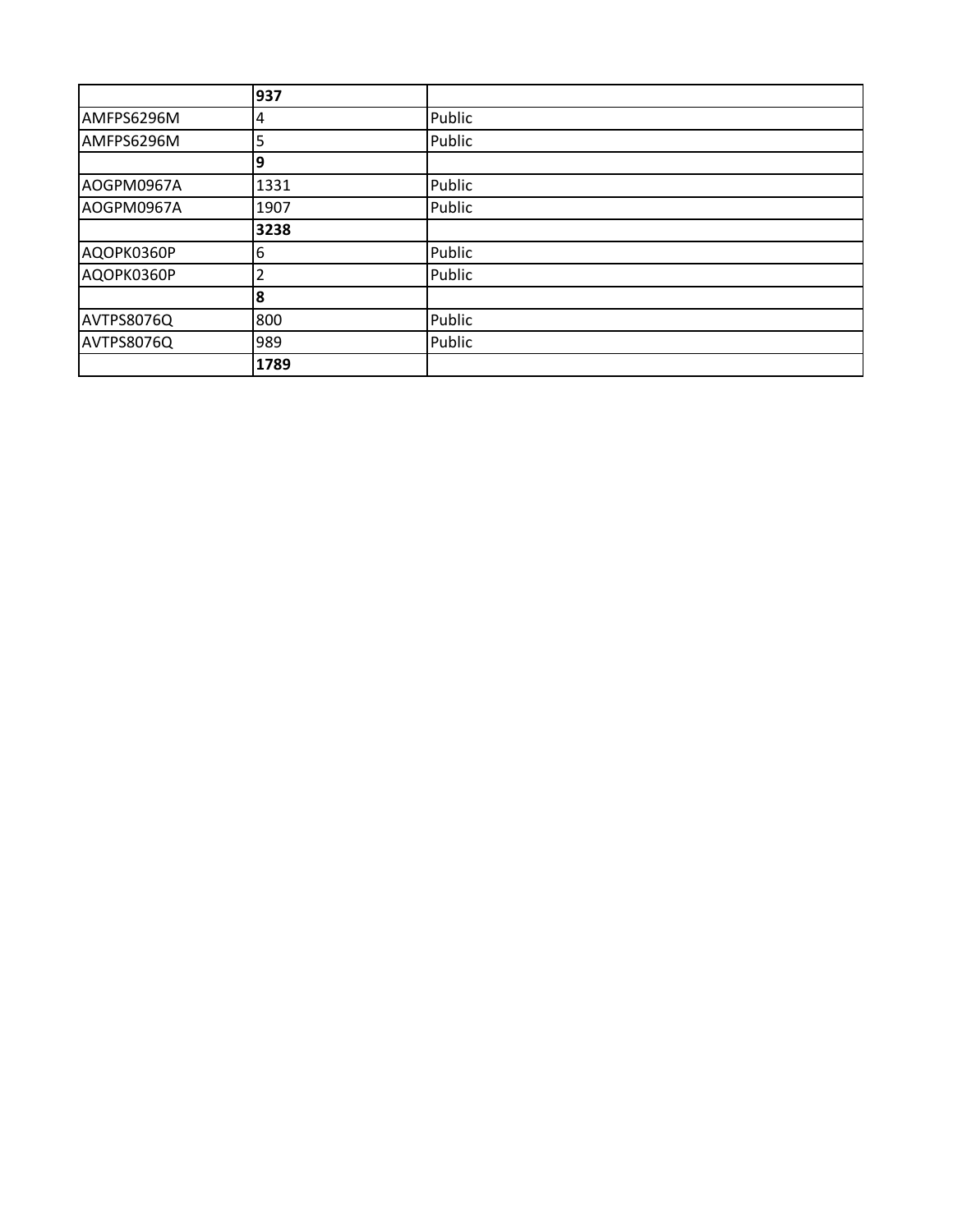| | **937** | |
|---|---|---|
| AMFPS6296M | 4 | Public |
| AMFPS6296M | 5 | Public |
| | **9** | |
| AOGPM0967A | 1331 | Public |
| AOGPM0967A | 1907 | Public |
| | **3238** | |
| AQOPK0360P | 6 | Public |
| AQOPK0360P | 2 | Public |
| | **8** | |
| AVTPS8076Q | 800 | Public |
| AVTPS8076Q | 989 | Public |
| | **1789** | |